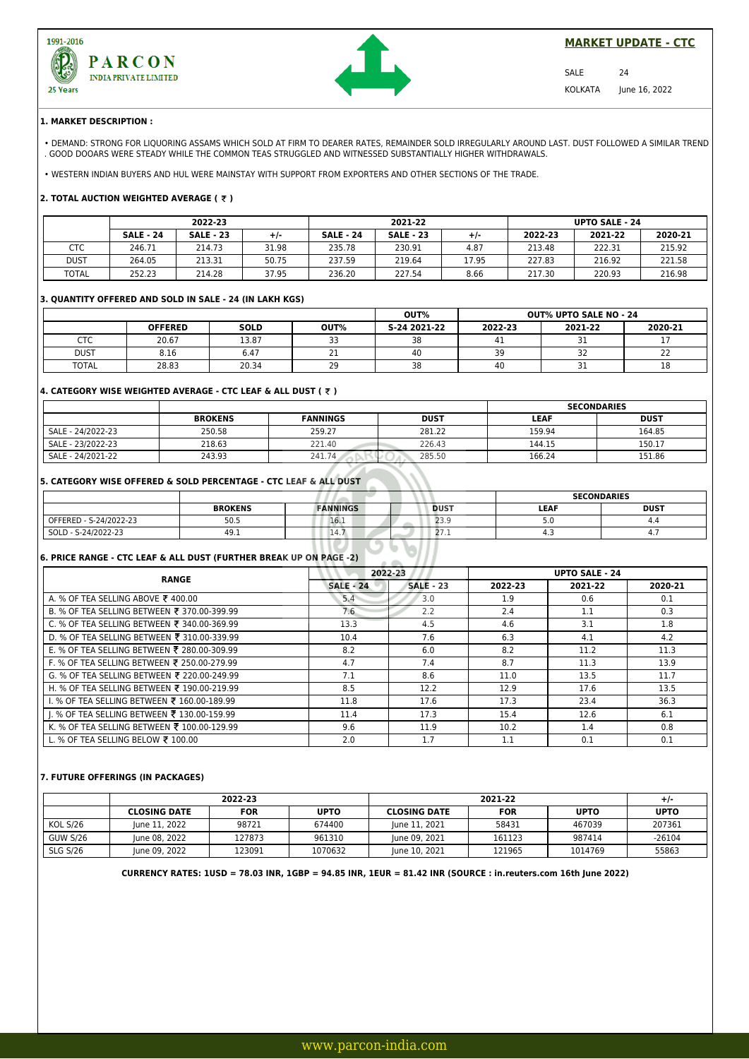1991-2016

**PARCON**
INDIA PRIVATE LIMITED
25 Years

## MARKET UPDATE - CTC

SALE 24
KOLKATA June 16, 2022

### 1. MARKET DESCRIPTION :

• DEMAND: STRONG FOR LIQUORING ASSAMS WHICH SOLD AT FIRM TO DEARER RATES, REMAINDER SOLD IRREGULARLY AROUND LAST. DUST FOLLOWED A SIMILAR TREND . GOOD DOOARS WERE STEADY WHILE THE COMMON TEAS STRUGGLED AND WITNESSED SUBSTANTIALLY HIGHER WITHDRAWALS.

• WESTERN INDIAN BUYERS AND HUL WERE MAINSTAY WITH SUPPORT FROM EXPORTERS AND OTHER SECTIONS OF THE TRADE.

### 2. TOTAL AUCTION WEIGHTED AVERAGE ( ₹ )

| | 2022-23 | | | 2021-22 | | | UPTO SALE - 24 | | |
|---|---|---|---|---|---|---|---|---|---|
| | SALE - 24 | SALE - 23 | +/- | SALE - 24 | SALE - 23 | +/- | 2022-23 | 2021-22 | 2020-21 |
| CTC | 246.71 | 214.73 | 31.98 | 235.78 | 230.91 | 4.87 | 213.48 | 222.31 | 215.92 |
| DUST | 264.05 | 213.31 | 50.75 | 237.59 | 219.64 | 17.95 | 227.83 | 216.92 | 221.58 |
| TOTAL | 252.23 | 214.28 | 37.95 | 236.20 | 227.54 | 8.66 | 217.30 | 220.93 | 216.98 |

### 3. QUANTITY OFFERED AND SOLD IN SALE - 24 (IN LAKH KGS)

| | | | | OUT% | OUT% UPTO SALE NO - 24 | | |
|---|---|---|---|---|---|---|---|
| | OFFERED | SOLD | OUT% | S-24 2021-22 | 2022-23 | 2021-22 | 2020-21 |
| CTC | 20.67 | 13.87 | 33 | 38 | 41 | 31 | 17 |
| DUST | 8.16 | 6.47 | 21 | 40 | 39 | 32 | 22 |
| TOTAL | 28.83 | 20.34 | 29 | 38 | 40 | 31 | 18 |

### 4. CATEGORY WISE WEIGHTED AVERAGE - CTC LEAF & ALL DUST ( ₹ )

| | | | | SECONDARIES | |
|---|---|---|---|---|---|
| | BROKENS | FANNINGS | DUST | LEAF | DUST |
| SALE - 24/2022-23 | 250.58 | 259.27 | 281.22 | 159.94 | 164.85 |
| SALE - 23/2022-23 | 218.63 | 221.40 | 226.43 | 144.15 | 150.17 |
| SALE - 24/2021-22 | 243.93 | 241.74 | 285.50 | 166.24 | 151.86 |

### 5. CATEGORY WISE OFFERED & SOLD PERCENTAGE - CTC LEAF & ALL DUST

| | | | | SECONDARIES | |
|---|---|---|---|---|---|
| | BROKENS | FANNINGS | DUST | LEAF | DUST |
| OFFERED - S-24/2022-23 | 50.5 | 16.1 | 23.9 | 5.0 | 4.4 |
| SOLD - S-24/2022-23 | 49.1 | 14.7 | 27.1 | 4.3 | 4.7 |

### 6. PRICE RANGE - CTC LEAF & ALL DUST (FURTHER BREAK UP ON PAGE -2)

| RANGE | 2022-23 | | UPTO SALE - 24 | | |
|---|---|---|---|---|---|
| | SALE - 24 | SALE - 23 | 2022-23 | 2021-22 | 2020-21 |
| A. % OF TEA SELLING ABOVE ₹ 400.00 | 5.4 | 3.0 | 1.9 | 0.6 | 0.1 |
| B. % OF TEA SELLING BETWEEN ₹ 370.00-399.99 | 7.6 | 2.2 | 2.4 | 1.1 | 0.3 |
| C. % OF TEA SELLING BETWEEN ₹ 340.00-369.99 | 13.3 | 4.5 | 4.6 | 3.1 | 1.8 |
| D. % OF TEA SELLING BETWEEN ₹ 310.00-339.99 | 10.4 | 7.6 | 6.3 | 4.1 | 4.2 |
| E. % OF TEA SELLING BETWEEN ₹ 280.00-309.99 | 8.2 | 6.0 | 8.2 | 11.2 | 11.3 |
| F. % OF TEA SELLING BETWEEN ₹ 250.00-279.99 | 4.7 | 7.4 | 8.7 | 11.3 | 13.9 |
| G. % OF TEA SELLING BETWEEN ₹ 220.00-249.99 | 7.1 | 8.6 | 11.0 | 13.5 | 11.7 |
| H. % OF TEA SELLING BETWEEN ₹ 190.00-219.99 | 8.5 | 12.2 | 12.9 | 17.6 | 13.5 |
| I. % OF TEA SELLING BETWEEN ₹ 160.00-189.99 | 11.8 | 17.6 | 17.3 | 23.4 | 36.3 |
| J. % OF TEA SELLING BETWEEN ₹ 130.00-159.99 | 11.4 | 17.3 | 15.4 | 12.6 | 6.1 |
| K. % OF TEA SELLING BETWEEN ₹ 100.00-129.99 | 9.6 | 11.9 | 10.2 | 1.4 | 0.8 |
| L. % OF TEA SELLING BELOW ₹ 100.00 | 2.0 | 1.7 | 1.1 | 0.1 | 0.1 |

### 7. FUTURE OFFERINGS (IN PACKAGES)

| | 2022-23 | | | 2021-22 | | | +/- |
|---|---|---|---|---|---|---|---|
| | CLOSING DATE | FOR | UPTO | CLOSING DATE | FOR | UPTO | UPTO |
| KOL S/26 | June 11, 2022 | 98721 | 674400 | June 11, 2021 | 58431 | 467039 | 207361 |
| GUW S/26 | June 08, 2022 | 127873 | 961310 | June 09, 2021 | 161123 | 987414 | -26104 |
| SLG S/26 | June 09, 2022 | 123091 | 1070632 | June 10, 2021 | 121965 | 1014769 | 55863 |

**CURRENCY RATES: 1USD = 78.03 INR, 1GBP = 94.85 INR, 1EUR = 81.42 INR (SOURCE : in.reuters.com 16th June 2022)**

www.parcon-india.com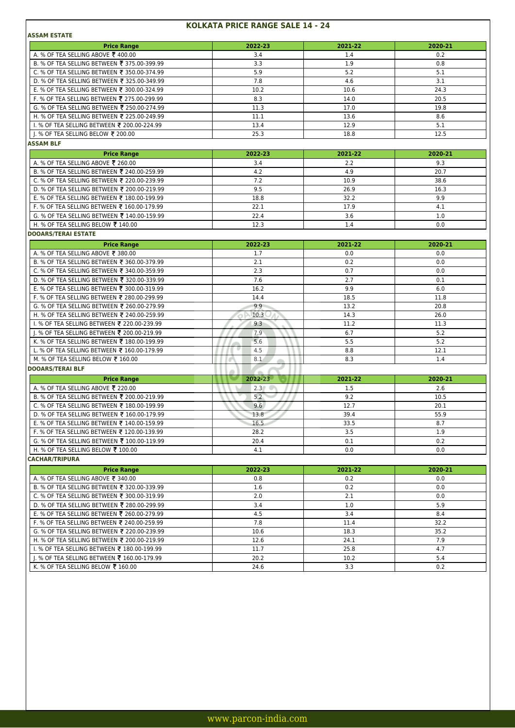# KOLKATA PRICE RANGE SALE 14 - 24

### ASSAM ESTATE

| Price Range | 2022-23 | 2021-22 | 2020-21 |
|---|---|---|---|
| A. % OF TEA SELLING ABOVE ₹ 400.00 | 3.4 | 1.4 | 0.2 |
| B. % OF TEA SELLING BETWEEN ₹ 375.00-399.99 | 3.3 | 1.9 | 0.8 |
| C. % OF TEA SELLING BETWEEN ₹ 350.00-374.99 | 5.9 | 5.2 | 5.1 |
| D. % OF TEA SELLING BETWEEN ₹ 325.00-349.99 | 7.8 | 4.6 | 3.1 |
| E. % OF TEA SELLING BETWEEN ₹ 300.00-324.99 | 10.2 | 10.6 | 24.3 |
| F. % OF TEA SELLING BETWEEN ₹ 275.00-299.99 | 8.3 | 14.0 | 20.5 |
| G. % OF TEA SELLING BETWEEN ₹ 250.00-274.99 | 11.3 | 17.0 | 19.8 |
| H. % OF TEA SELLING BETWEEN ₹ 225.00-249.99 | 11.1 | 13.6 | 8.6 |
| I. % OF TEA SELLING BETWEEN ₹ 200.00-224.99 | 13.4 | 12.9 | 5.1 |
| J. % OF TEA SELLING BELOW ₹ 200.00 | 25.3 | 18.8 | 12.5 |

### ASSAM BLF

| Price Range | 2022-23 | 2021-22 | 2020-21 |
|---|---|---|---|
| A. % OF TEA SELLING ABOVE ₹ 260.00 | 3.4 | 2.2 | 9.3 |
| B. % OF TEA SELLING BETWEEN ₹ 240.00-259.99 | 4.2 | 4.9 | 20.7 |
| C. % OF TEA SELLING BETWEEN ₹ 220.00-239.99 | 7.2 | 10.9 | 38.6 |
| D. % OF TEA SELLING BETWEEN ₹ 200.00-219.99 | 9.5 | 26.9 | 16.3 |
| E. % OF TEA SELLING BETWEEN ₹ 180.00-199.99 | 18.8 | 32.2 | 9.9 |
| F. % OF TEA SELLING BETWEEN ₹ 160.00-179.99 | 22.1 | 17.9 | 4.1 |
| G. % OF TEA SELLING BETWEEN ₹ 140.00-159.99 | 22.4 | 3.6 | 1.0 |
| H. % OF TEA SELLING BELOW ₹ 140.00 | 12.3 | 1.4 | 0.0 |

### DOOARS/TERAI ESTATE

| Price Range | 2022-23 | 2021-22 | 2020-21 |
|---|---|---|---|
| A. % OF TEA SELLING ABOVE ₹ 380.00 | 1.7 | 0.0 | 0.0 |
| B. % OF TEA SELLING BETWEEN ₹ 360.00-379.99 | 2.1 | 0.2 | 0.0 |
| C. % OF TEA SELLING BETWEEN ₹ 340.00-359.99 | 2.3 | 0.7 | 0.0 |
| D. % OF TEA SELLING BETWEEN ₹ 320.00-339.99 | 7.6 | 2.7 | 0.1 |
| E. % OF TEA SELLING BETWEEN ₹ 300.00-319.99 | 16.2 | 9.9 | 6.0 |
| F. % OF TEA SELLING BETWEEN ₹ 280.00-299.99 | 14.4 | 18.5 | 11.8 |
| G. % OF TEA SELLING BETWEEN ₹ 260.00-279.99 | 9.9 | 13.2 | 20.8 |
| H. % OF TEA SELLING BETWEEN ₹ 240.00-259.99 | 10.3 | 14.3 | 26.0 |
| I. % OF TEA SELLING BETWEEN ₹ 220.00-239.99 | 9.3 | 11.2 | 11.3 |
| J. % OF TEA SELLING BETWEEN ₹ 200.00-219.99 | 7.9 | 6.7 | 5.2 |
| K. % OF TEA SELLING BETWEEN ₹ 180.00-199.99 | 5.6 | 5.5 | 5.2 |
| L. % OF TEA SELLING BETWEEN ₹ 160.00-179.99 | 4.5 | 8.8 | 12.1 |
| M. % OF TEA SELLING BELOW ₹ 160.00 | 8.1 | 8.3 | 1.4 |

### DOOARS/TERAI BLF

| Price Range | 2022-23 | 2021-22 | 2020-21 |
|---|---|---|---|
| A. % OF TEA SELLING ABOVE ₹ 220.00 | 2.3 | 1.5 | 2.6 |
| B. % OF TEA SELLING BETWEEN ₹ 200.00-219.99 | 5.2 | 9.2 | 10.5 |
| C. % OF TEA SELLING BETWEEN ₹ 180.00-199.99 | 9.6 | 12.7 | 20.1 |
| D. % OF TEA SELLING BETWEEN ₹ 160.00-179.99 | 13.8 | 39.4 | 55.9 |
| E. % OF TEA SELLING BETWEEN ₹ 140.00-159.99 | 16.5 | 33.5 | 8.7 |
| F. % OF TEA SELLING BETWEEN ₹ 120.00-139.99 | 28.2 | 3.5 | 1.9 |
| G. % OF TEA SELLING BETWEEN ₹ 100.00-119.99 | 20.4 | 0.1 | 0.2 |
| H. % OF TEA SELLING BELOW ₹ 100.00 | 4.1 | 0.0 | 0.0 |

### CACHAR/TRIPURA

| Price Range | 2022-23 | 2021-22 | 2020-21 |
|---|---|---|---|
| A. % OF TEA SELLING ABOVE ₹ 340.00 | 0.8 | 0.2 | 0.0 |
| B. % OF TEA SELLING BETWEEN ₹ 320.00-339.99 | 1.6 | 0.2 | 0.0 |
| C. % OF TEA SELLING BETWEEN ₹ 300.00-319.99 | 2.0 | 2.1 | 0.0 |
| D. % OF TEA SELLING BETWEEN ₹ 280.00-299.99 | 3.4 | 1.0 | 5.9 |
| E. % OF TEA SELLING BETWEEN ₹ 260.00-279.99 | 4.5 | 3.4 | 8.4 |
| F. % OF TEA SELLING BETWEEN ₹ 240.00-259.99 | 7.8 | 11.4 | 32.2 |
| G. % OF TEA SELLING BETWEEN ₹ 220.00-239.99 | 10.6 | 18.3 | 35.2 |
| H. % OF TEA SELLING BETWEEN ₹ 200.00-219.99 | 12.6 | 24.1 | 7.9 |
| I. % OF TEA SELLING BETWEEN ₹ 180.00-199.99 | 11.7 | 25.8 | 4.7 |
| J. % OF TEA SELLING BETWEEN ₹ 160.00-179.99 | 20.2 | 10.2 | 5.4 |
| K. % OF TEA SELLING BELOW ₹ 160.00 | 24.6 | 3.3 | 0.2 |